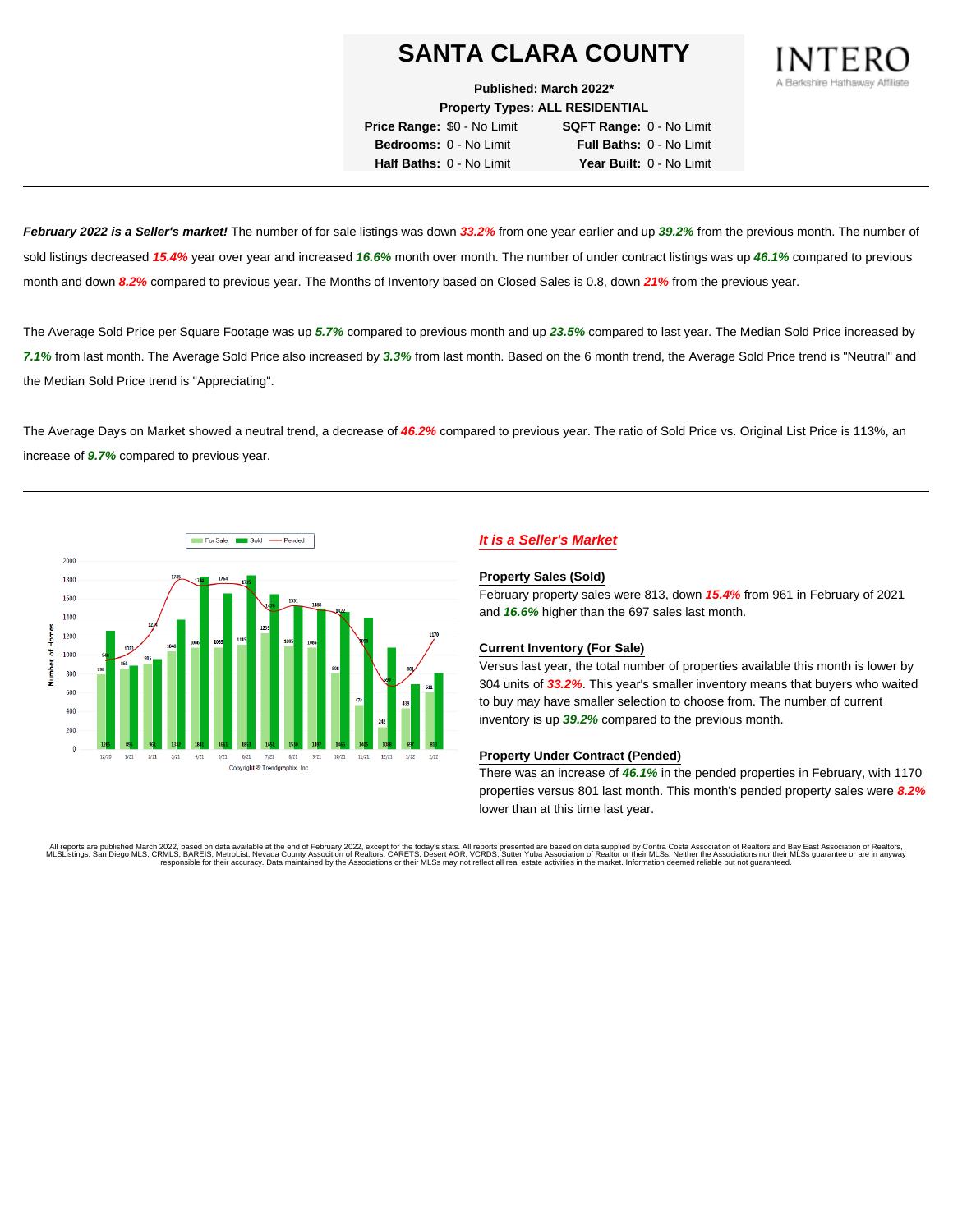# SANTA CLARA COUNTY

INTERO
A Berkshire Hathaway Affiliate

**Published: March 2022***

**Property Types: ALL RESIDENTIAL**

| | | | |
|---|---|---|---|
| **Price Range:** | $0 - No Limit | **SQFT Range:** | 0 - No Limit |
| **Bedrooms:** | 0 - No Limit | **Full Baths:** | 0 - No Limit |
| **Half Baths:** | 0 - No Limit | **Year Built:** | 0 - No Limit |

---

***February 2022 is a Seller's market!*** The number of for sale listings was down ***33.2%*** from one year earlier and up ***39.2%*** from the previous month. The number of sold listings decreased ***15.4%*** year over year and increased ***16.6%*** month over month. The number of under contract listings was up ***46.1%*** compared to previous month and down ***8.2%*** compared to previous year. The Months of Inventory based on Closed Sales is 0.8, down ***21%*** from the previous year.

The Average Sold Price per Square Footage was up ***5.7%*** compared to previous month and up ***23.5%*** compared to last year. The Median Sold Price increased by ***7.1%*** from last month. The Average Sold Price also increased by ***3.3%*** from last month. Based on the 6 month trend, the Average Sold Price trend is "Neutral" and the Median Sold Price trend is "Appreciating".

The Average Days on Market showed a neutral trend, a decrease of ***46.2%*** compared to previous year. The ratio of Sold Price vs. Original List Price is 113%, an increase of ***9.7%*** compared to previous year.

---

| Month | For Sale | Sold | Pended |
|---|---|---|---|
| 12/20 | 798 | 1265 | 946 |
| 1/21 | 861 | 895 | 1021 |
| 2/21 | 915 | 961 | 1274 |
| 3/21 | 1048 | 1382 | 1785 |
| 4/21 | 1086 | 1841 | 1749 |
| 5/21 | 1089 | 1661 | 1764 |
| 6/21 | 1115 | 1853 | 1755 |
| 7/21 | 1239 | 1653 | 1476 |
| 8/21 | 1095 | 1530 | 1531 |
| 9/21 | 1085 | 1492 | 1488 |
| 10/21 | 808 | 1465 | 1422 |
| 11/21 | 475 | 1406 | 1098 |
| 12/21 | 242 | 1088 | 680 |
| 1/22 | 439 | 697 | 801 |
| 2/22 | 611 | 813 | 1170 |

Copyright © Trendgraphix, Inc.

### *It is a Seller's Market*

**Property Sales (Sold)**

February property sales were 813, down ***15.4%*** from 961 in February of 2021 and ***16.6%*** higher than the 697 sales last month.

**Current Inventory (For Sale)**

Versus last year, the total number of properties available this month is lower by 304 units of ***33.2%***. This year's smaller inventory means that buyers who waited to buy may have smaller selection to choose from. The number of current inventory is up ***39.2%*** compared to the previous month.

**Property Under Contract (Pended)**

There was an increase of ***46.1%*** in the pended properties in February, with 1170 properties versus 801 last month. This month's pended property sales were ***8.2%*** lower than at this time last year.

All reports are published March 2022, based on data available at the end of February 2022, except for the today's stats. All reports presented are based on data supplied by Contra Costa Association of Realtors and Bay East Association of Realtors, MLSListings, San Diego MLS, CRMLS, BAREIS, MetroList, Nevada County Association of Realtors, CARETS, Desert AOR, VCRDS, Sutter Yuba Association of Realtor or their MLSs. Neither the Associations nor their MLSs guarantee or are in anyway responsible for their accuracy. Data maintained by the Associations or their MLSs may not reflect all real estate activities in the market. Information deemed reliable but not guaranteed.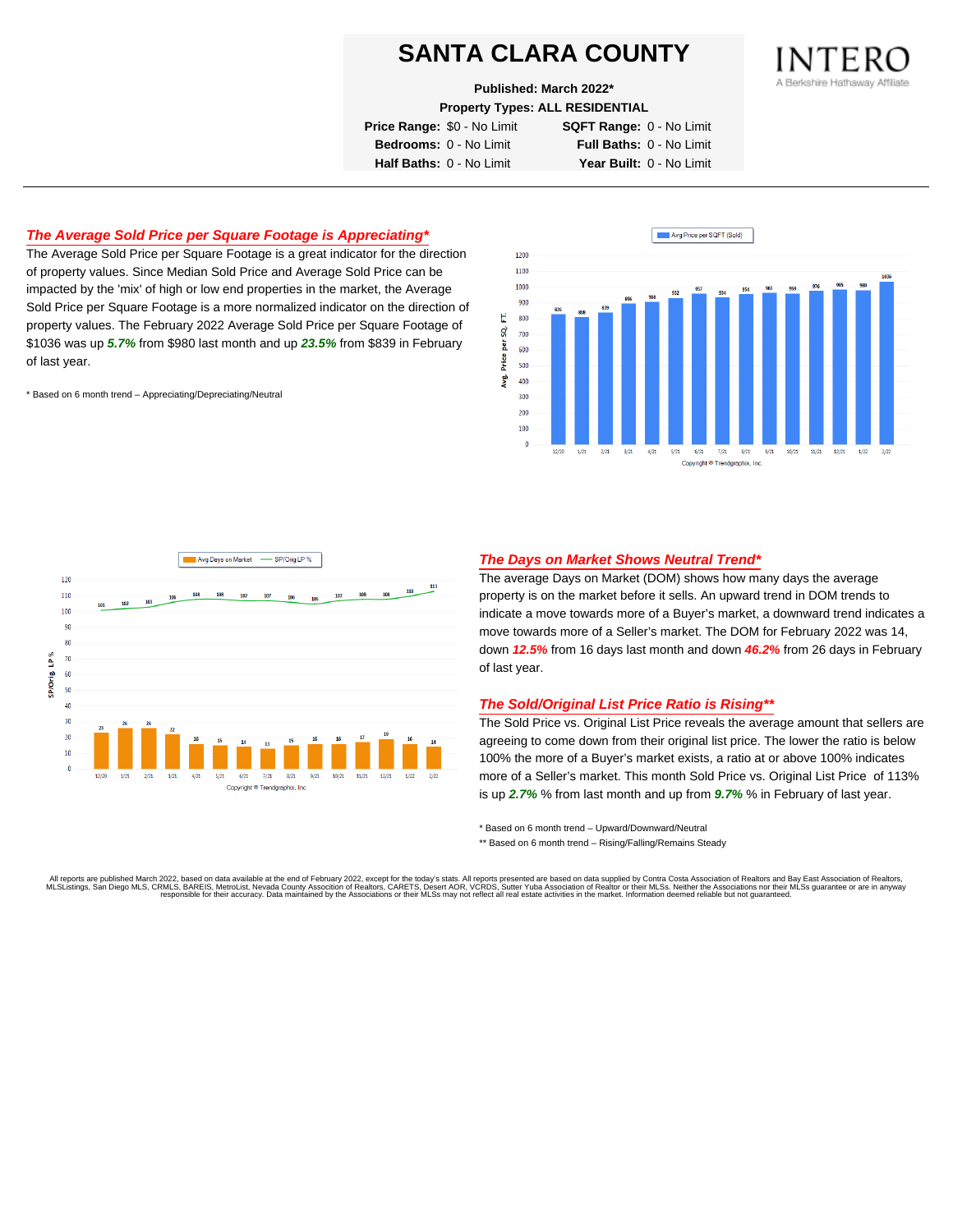# SANTA CLARA COUNTY

**Published: March 2022***

**Property Types: ALL RESIDENTIAL**

| | | | |
|---|---|---|---|
| **Price Range:** | $0 - No Limit | **SQFT Range:** | 0 - No Limit |
| **Bedrooms:** | 0 - No Limit | **Full Baths:** | 0 - No Limit |
| **Half Baths:** | 0 - No Limit | **Year Built:** | 0 - No Limit |

## *The Average Sold Price per Square Footage is Appreciating**

The Average Sold Price per Square Footage is a great indicator for the direction of property values. Since Median Sold Price and Average Sold Price can be impacted by the 'mix' of high or low end properties in the market, the Average Sold Price per Square Footage is a more normalized indicator on the direction of property values. The February 2022 Average Sold Price per Square Footage of $1036 was up ***5.7%*** from $980 last month and up ***23.5%*** from $839 in February of last year.

* Based on 6 month trend – Appreciating/Depreciating/Neutral

| Month | 12/20 | 1/21 | 2/21 | 3/21 | 4/21 | 5/21 | 6/21 | 7/21 | 8/21 | 9/21 | 10/21 | 11/21 | 12/21 | 1/22 | 2/22 |
|---|---|---|---|---|---|---|---|---|---|---|---|---|---|---|---|
| Avg Price per SQFT (Sold) | 826 | 808 | 839 | 896 | 908 | 932 | 957 | 934 | 954 | 963 | 959 | 976 | 985 | 980 | 1036 |

Copyright © Trendgraphix, Inc.

| Month | 12/20 | 1/21 | 2/21 | 3/21 | 4/21 | 5/21 | 6/21 | 7/21 | 8/21 | 9/21 | 10/21 | 11/21 | 12/21 | 1/22 | 2/22 |
|---|---|---|---|---|---|---|---|---|---|---|---|---|---|---|---|
| Avg Days on Market | 23 | 26 | 26 | 22 | 16 | 15 | 14 | 13 | 15 | 16 | 16 | 17 | 19 | 16 | 14 |
| SP/Orig LP % | 101 | 102 | 103 | 106 | 108 | 108 | 107 | 107 | 106 | 105 | 107 | 108 | 108 | 110 | 113 |

Copyright © Trendgraphix, Inc.

## *The Days on Market Shows Neutral Trend**

The average Days on Market (DOM) shows how many days the average property is on the market before it sells. An upward trend in DOM trends to indicate a move towards more of a Buyer's market, a downward trend indicates a move towards more of a Seller's market. The DOM for February 2022 was 14, down ***12.5%*** from 16 days last month and down ***46.2%*** from 26 days in February of last year.

## *The Sold/Original List Price Ratio is Rising***

The Sold Price vs. Original List Price reveals the average amount that sellers are agreeing to come down from their original list price. The lower the ratio is below 100% the more of a Buyer's market exists, a ratio at or above 100% indicates more of a Seller's market. This month Sold Price vs. Original List Price of 113% is up ***2.7%*** % from last month and up from ***9.7%*** % in February of last year.

* Based on 6 month trend – Upward/Downward/Neutral

** Based on 6 month trend – Rising/Falling/Remains Steady

All reports are published March 2022, based on data available at the end of February 2022, except for the today's stats. All reports presented are based on data supplied by Contra Costa Association of Realtors and Bay East Association of Realtors, MLSListings, San Diego MLS, CRMLS, BAREIS, MetroList, Nevada County Association of Realtors, CARETS, Desert AOR, VCRDS, Sutter Yuba Association of Realtor or their MLSs. Neither the Associations nor their MLSs guarantee or are in anyway responsible for their accuracy. Data maintained by the Associations or their MLSs may not reflect all real estate activities in the market. Information deemed reliable but not guaranteed.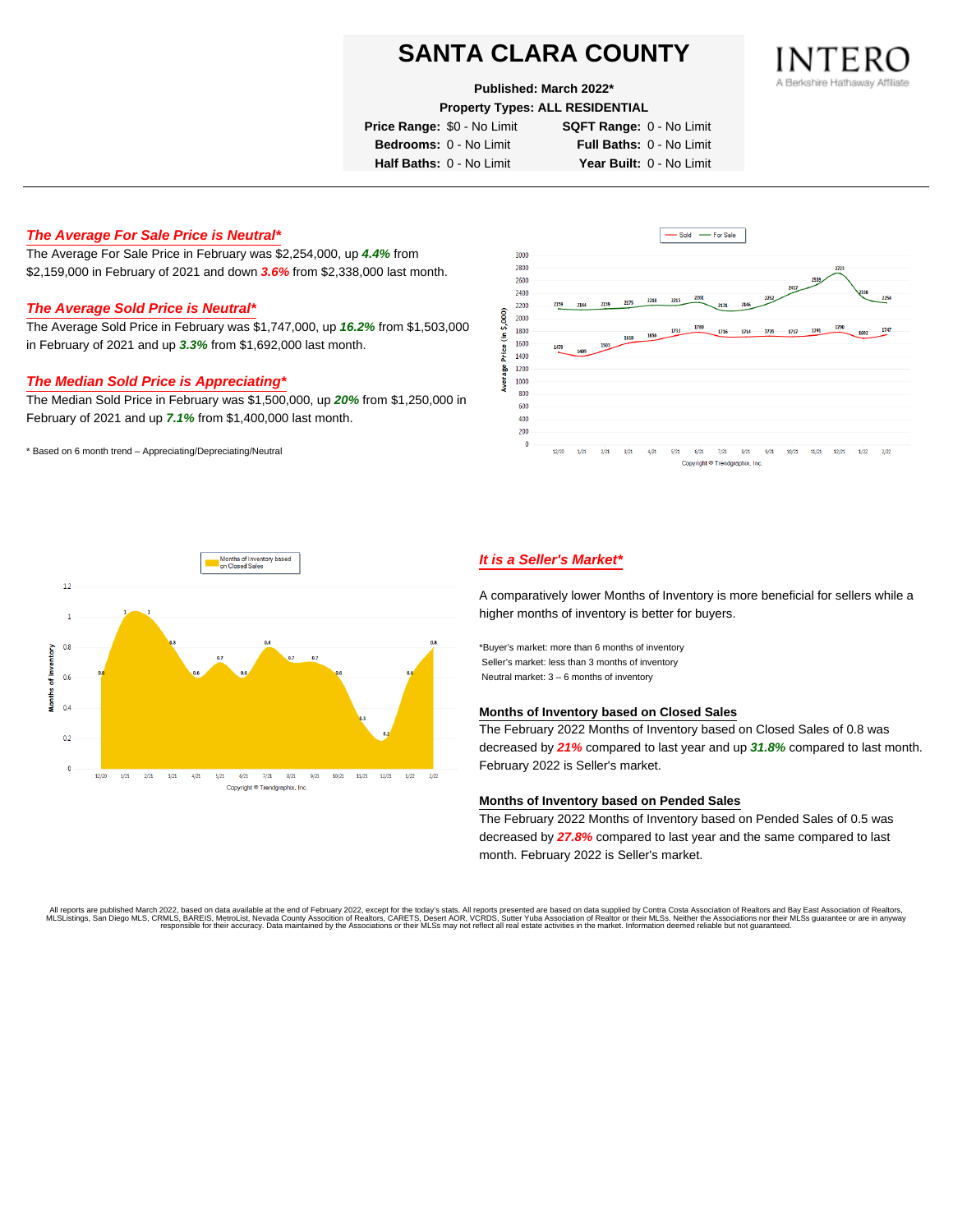# SANTA CLARA COUNTY

**Published: March 2022***

**Property Types: ALL RESIDENTIAL**

**Price Range:** $0 - No Limit | **SQFT Range:** 0 - No Limit

**Bedrooms:** 0 - No Limit | **Full Baths:** 0 - No Limit

**Half Baths:** 0 - No Limit | **Year Built:** 0 - No Limit

INTERO
A Berkshire Hathaway Affiliate

---

## *The Average For Sale Price is Neutral**

The Average For Sale Price in February was $2,254,000, up ***4.4%*** from $2,159,000 in February of 2021 and down ***3.6%*** from $2,338,000 last month.

## *The Average Sold Price is Neutral**

The Average Sold Price in February was $1,747,000, up ***16.2%*** from $1,503,000 in February of 2021 and up ***3.3%*** from $1,692,000 last month.

## *The Median Sold Price is Appreciating**

The Median Sold Price in February was $1,500,000, up ***20%*** from $1,250,000 in February of 2021 and up ***7.1%*** from $1,400,000 last month.

* Based on 6 month trend – Appreciating/Depreciating/Neutral

## *It is a Seller's Market**

A comparatively lower Months of Inventory is more beneficial for sellers while a higher months of inventory is better for buyers.

*Buyer's market: more than 6 months of inventory
Seller's market: less than 3 months of inventory
Neutral market: 3 – 6 months of inventory

### Months of Inventory based on Closed Sales

The February 2022 Months of Inventory based on Closed Sales of 0.8 was decreased by ***21%*** compared to last year and up ***31.8%*** compared to last month. February 2022 is Seller's market.

### Months of Inventory based on Pended Sales

The February 2022 Months of Inventory based on Pended Sales of 0.5 was decreased by ***27.8%*** compared to last year and the same compared to last month. February 2022 is Seller's market.

All reports are published March 2022, based on data available at the end of February 2022, except for the today's stats. All reports presented are based on data supplied by Contra Costa Association of Realtors and Bay East Association of Realtors, MLSListings, San Diego MLS, CRMLS, BAREIS, MetroList, Nevada County Association of Realtors, CARETS, Desert AOR, VCRDS, Sutter Yuba Association of Realtor or their MLSs. Neither the Associations nor their MLSs guarantee or are in anyway responsible for their accuracy. Data maintained by the Associations or their MLSs may not reflect all real estate activities in the market. Information deemed reliable but not guaranteed.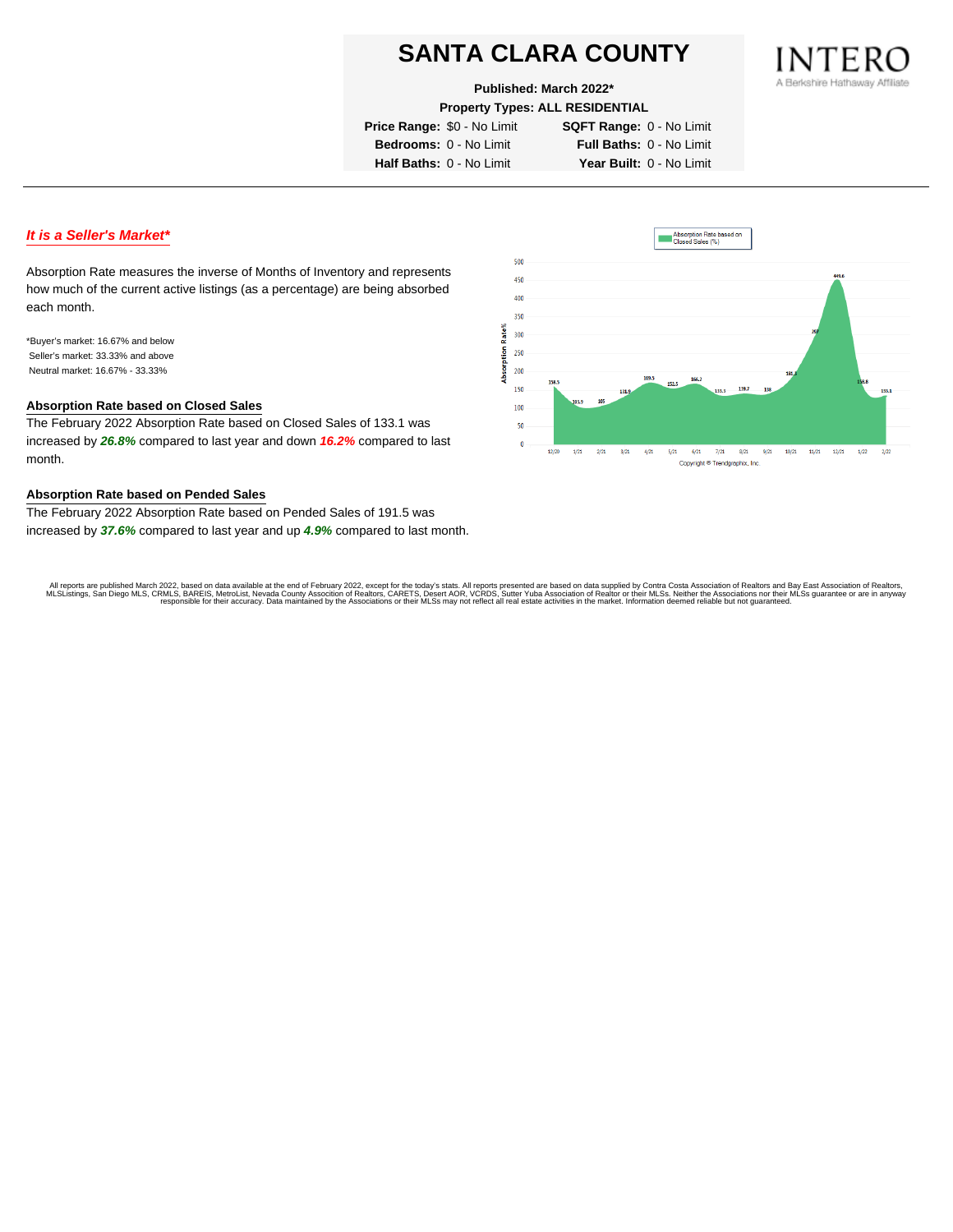# SANTA CLARA COUNTY

**Published: March 2022***

**Property Types: ALL RESIDENTIAL**

**Price Range:** $0 - No Limit **SQFT Range:** 0 - No Limit
**Bedrooms:** 0 - No Limit **Full Baths:** 0 - No Limit
**Half Baths:** 0 - No Limit **Year Built:** 0 - No Limit

INTERO
A Berkshire Hathaway Affiliate

## *It is a Seller's Market**

Absorption Rate measures the inverse of Months of Inventory and represents how much of the current active listings (as a percentage) are being absorbed each month.

*Buyer's market: 16.67% and below
Seller's market: 33.33% and above
Neutral market: 16.67% - 33.33%

Absorption Rate based on Closed Sales (%)

Absorption Rate%

500
450
400
350
300
250
200
150
100
50
0

158.5
103.9
105
131.9
169.5
152.5
166.2
133.3
139.7
138
181.3
297
449.6
158.8
133.1

12/20 1/21 2/21 3/21 4/21 5/21 6/21 7/21 8/21 9/21 10/21 11/21 12/21 1/22 2/22

Copyright ® Trendgraphix, Inc.

### Absorption Rate based on Closed Sales

The February 2022 Absorption Rate based on Closed Sales of 133.1 was increased by ***26.8%*** compared to last year and down ***16.2%*** compared to last month.

### Absorption Rate based on Pended Sales

The February 2022 Absorption Rate based on Pended Sales of 191.5 was increased by ***37.6%*** compared to last year and up ***4.9%*** compared to last month.

All reports are published March 2022, based on data available at the end of February 2022, except for the today's stats. All reports presented are based on data supplied by Contra Costa Association of Realtors and Bay East Association of Realtors, MLSListings, San Diego MLS, CRMLS, BAREIS, MetroList, Nevada County Assocition of Realtors, CARETS, Desert AOR, VCRDS, Sutter Yuba Association of Realtor or their MLSs. Neither the Associations nor their MLSs guarantee or are in anyway responsible for their accuracy. Data maintained by the Associations or their MLSs may not reflect all real estate activities in the market. Information deemed reliable but not guaranteed.